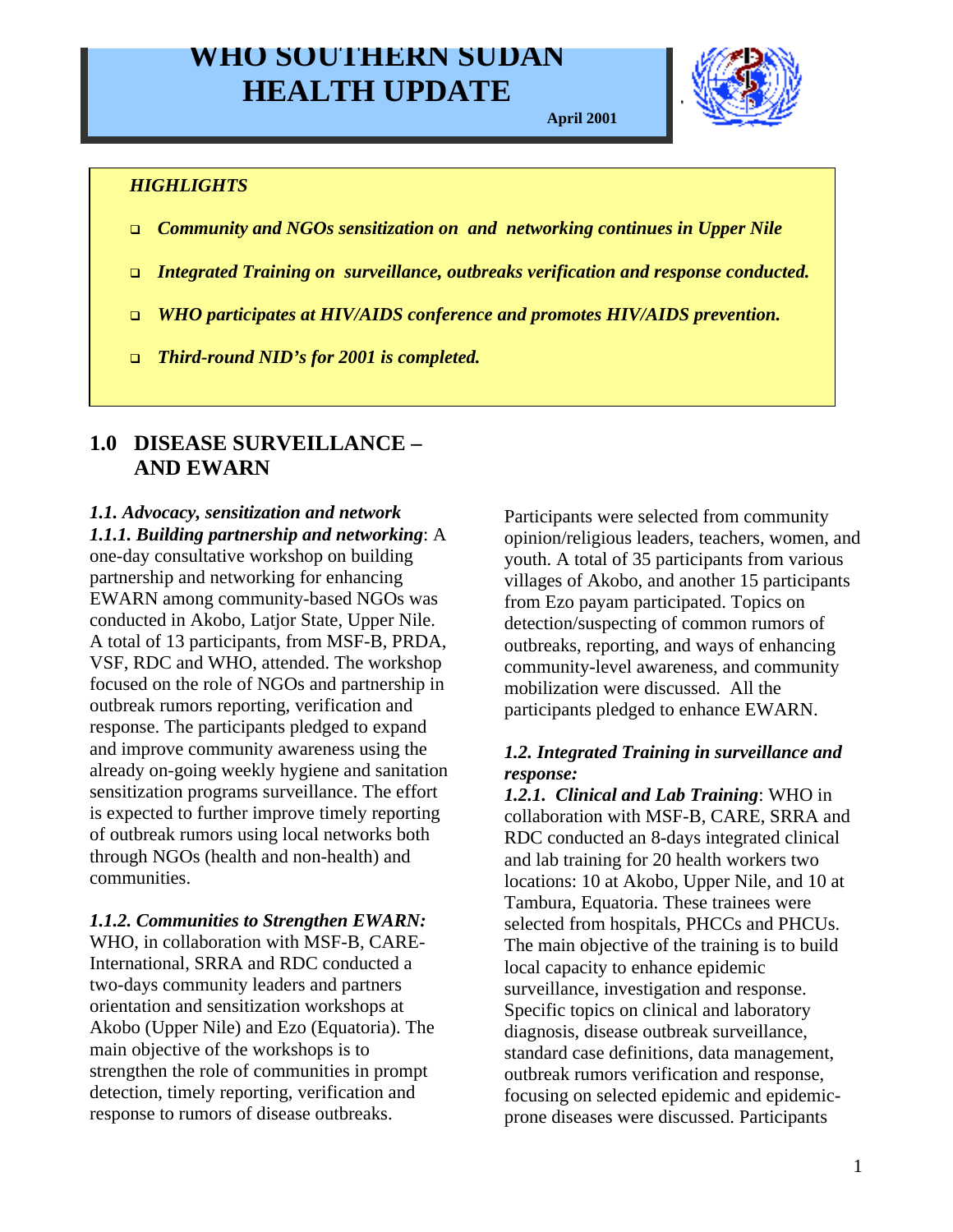# WHO SOUTHERN SUDAN HEALTH UPDATE

**April 2001**

***HIGHLIGHTS***

- ***Community and NGOs sensitization on and networking continues in Upper Nile***
- ***Integrated Training on surveillance, outbreaks verification and response conducted.***
- ***WHO participates at HIV/AIDS conference and promotes HIV/AIDS prevention.***
- ***Third-round NID's for 2001 is completed.***

## 1.0 DISEASE SURVEILLANCE – AND EWARN

### *1.1. Advocacy, sensitization and network*

***1.1.1. Building partnership and networking***: A one-day consultative workshop on building partnership and networking for enhancing EWARN among community-based NGOs was conducted in Akobo, Latjor State, Upper Nile. A total of 13 participants, from MSF-B, PRDA, VSF, RDC and WHO, attended. The workshop focused on the role of NGOs and partnership in outbreak rumors reporting, verification and response. The participants pledged to expand and improve community awareness using the already on-going weekly hygiene and sanitation sensitization programs surveillance. The effort is expected to further improve timely reporting of outbreak rumors using local networks both through NGOs (health and non-health) and communities.

***1.1.2. Communities to Strengthen EWARN:*** WHO, in collaboration with MSF-B, CARE-International, SRRA and RDC conducted a two-days community leaders and partners orientation and sensitization workshops at Akobo (Upper Nile) and Ezo (Equatoria). The main objective of the workshops is to strengthen the role of communities in prompt detection, timely reporting, verification and response to rumors of disease outbreaks. Participants were selected from community opinion/religious leaders, teachers, women, and youth. A total of 35 participants from various villages of Akobo, and another 15 participants from Ezo payam participated. Topics on detection/suspecting of common rumors of outbreaks, reporting, and ways of enhancing community-level awareness, and community mobilization were discussed. All the participants pledged to enhance EWARN.

### *1.2. Integrated Training in surveillance and response:*

***1.2.1. Clinical and Lab Training***: WHO in collaboration with MSF-B, CARE, SRRA and RDC conducted an 8-days integrated clinical and lab training for 20 health workers two locations: 10 at Akobo, Upper Nile, and 10 at Tambura, Equatoria. These trainees were selected from hospitals, PHCCs and PHCUs. The main objective of the training is to build local capacity to enhance epidemic surveillance, investigation and response. Specific topics on clinical and laboratory diagnosis, disease outbreak surveillance, standard case definitions, data management, outbreak rumors verification and response, focusing on selected epidemic and epidemic-prone diseases were discussed. Participants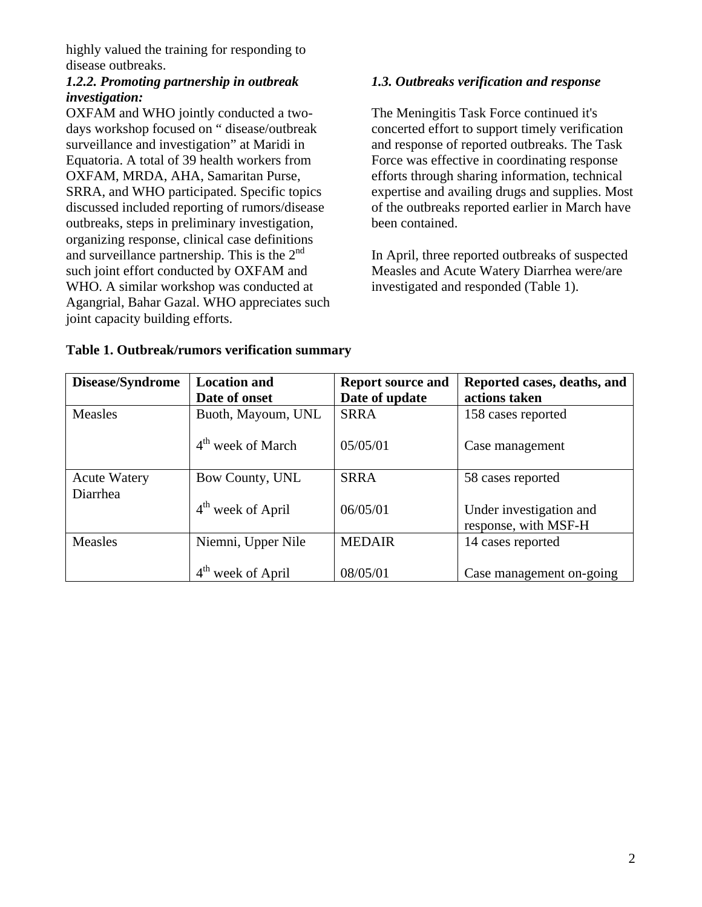highly valued the training for responding to disease outbreaks.

### *1.2.2. Promoting partnership in outbreak investigation:*

OXFAM and WHO jointly conducted a two-days workshop focused on " disease/outbreak surveillance and investigation" at Maridi in Equatoria. A total of 39 health workers from OXFAM, MRDA, AHA, Samaritan Purse, SRRA, and WHO participated. Specific topics discussed included reporting of rumors/disease outbreaks, steps in preliminary investigation, organizing response, clinical case definitions and surveillance partnership. This is the 2nd such joint effort conducted by OXFAM and WHO. A similar workshop was conducted at Agangrial, Bahar Gazal. WHO appreciates such joint capacity building efforts.

### *1.3. Outbreaks verification and response*

The Meningitis Task Force continued it's concerted effort to support timely verification and response of reported outbreaks. The Task Force was effective in coordinating response efforts through sharing information, technical expertise and availing drugs and supplies. Most of the outbreaks reported earlier in March have been contained.

In April, three reported outbreaks of suspected Measles and Acute Watery Diarrhea were/are investigated and responded (Table 1).

**Table 1. Outbreak/rumors verification summary**

| Disease/Syndrome | Location and Date of onset | Report source and Date of update | Reported cases, deaths, and actions taken |
|---|---|---|---|
| Measles | Buoth, Mayoum, UNL<br><br>4th week of March | SRRA<br><br>05/05/01 | 158 cases reported<br><br>Case management |
| Acute Watery Diarrhea | Bow County, UNL<br><br>4th week of April | SRRA<br><br>06/05/01 | 58 cases reported<br><br>Under investigation and response, with MSF-H |
| Measles | Niemni, Upper Nile<br><br>4th week of April | MEDAIR<br><br>08/05/01 | 14 cases reported<br><br>Case management on-going |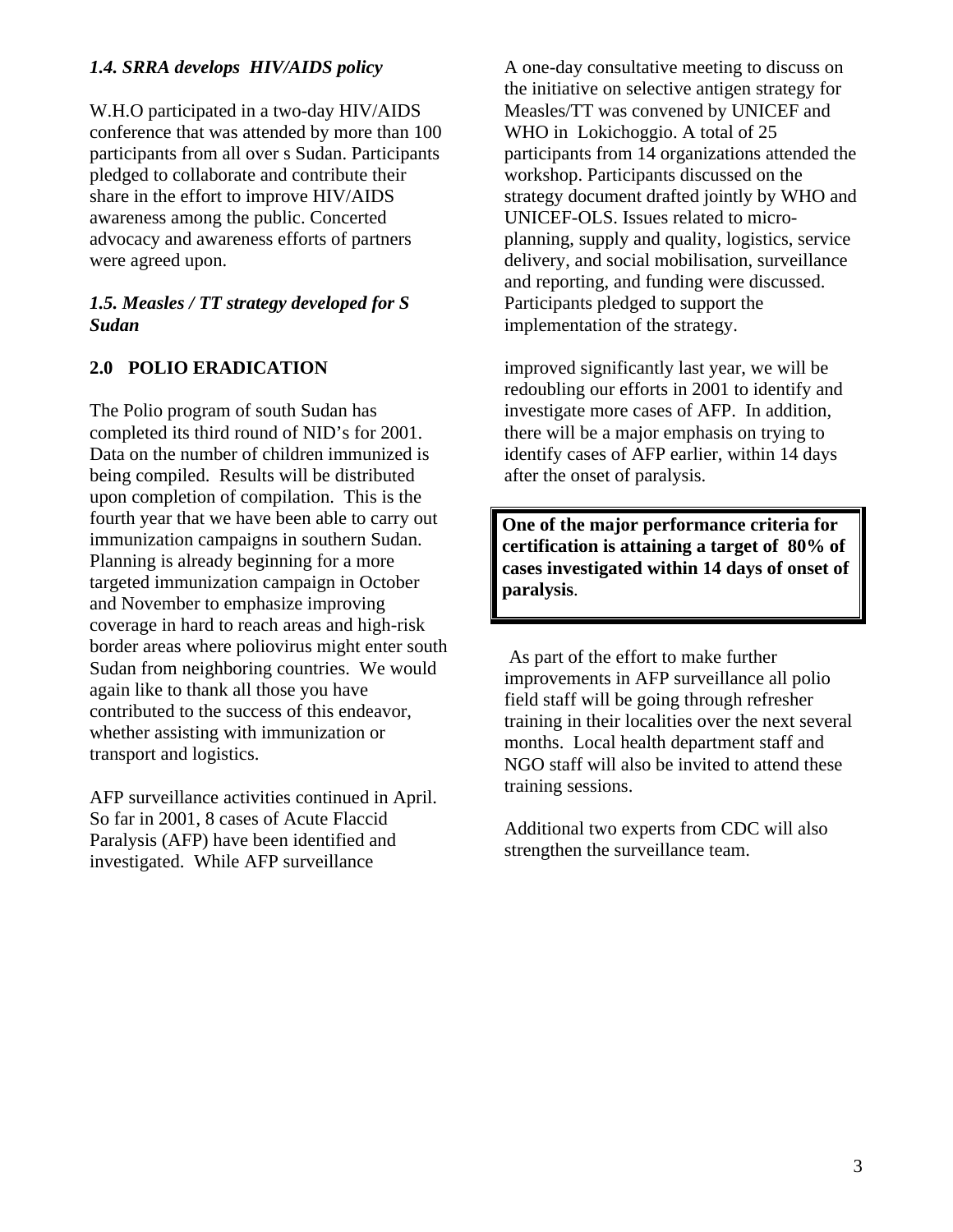### *1.4. SRRA develops HIV/AIDS policy*

W.H.O participated in a two-day HIV/AIDS conference that was attended by more than 100 participants from all over s Sudan. Participants pledged to collaborate and contribute their share in the effort to improve HIV/AIDS awareness among the public. Concerted advocacy and awareness efforts of partners were agreed upon.

### *1.5. Measles / TT strategy developed for S Sudan*

A one-day consultative meeting to discuss on the initiative on selective antigen strategy for Measles/TT was convened by UNICEF and WHO in Lokichoggio. A total of 25 participants from 14 organizations attended the workshop. Participants discussed on the strategy document drafted jointly by WHO and UNICEF-OLS. Issues related to micro-planning, supply and quality, logistics, service delivery, and social mobilisation, surveillance and reporting, and funding were discussed. Participants pledged to support the implementation of the strategy.

## 2.0 POLIO ERADICATION

The Polio program of south Sudan has completed its third round of NID's for 2001. Data on the number of children immunized is being compiled. Results will be distributed upon completion of compilation. This is the fourth year that we have been able to carry out immunization campaigns in southern Sudan. Planning is already beginning for a more targeted immunization campaign in October and November to emphasize improving coverage in hard to reach areas and high-risk border areas where poliovirus might enter south Sudan from neighboring countries. We would again like to thank all those you have contributed to the success of this endeavor, whether assisting with immunization or transport and logistics.

AFP surveillance activities continued in April. So far in 2001, 8 cases of Acute Flaccid Paralysis (AFP) have been identified and investigated. While AFP surveillance improved significantly last year, we will be redoubling our efforts in 2001 to identify and investigate more cases of AFP. In addition, there will be a major emphasis on trying to identify cases of AFP earlier, within 14 days after the onset of paralysis.

**One of the major performance criteria for certification is attaining a target of 80% of cases investigated within 14 days of onset of paralysis**.

As part of the effort to make further improvements in AFP surveillance all polio field staff will be going through refresher training in their localities over the next several months. Local health department staff and NGO staff will also be invited to attend these training sessions.

Additional two experts from CDC will also strengthen the surveillance team.